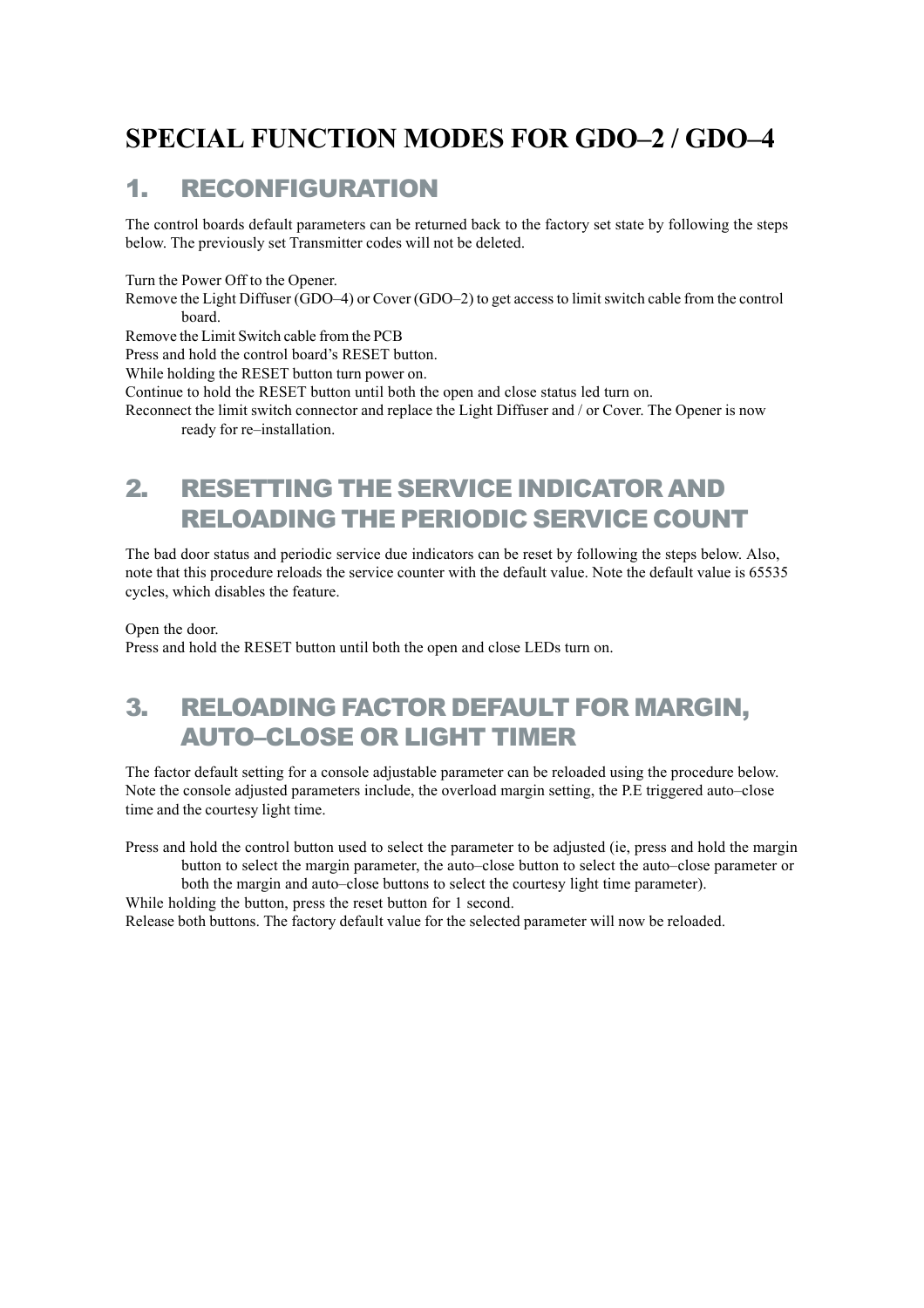# SPECIAL FUNCTION MODES FOR GDO–2 / GDO–4

## 1. RECONFIGURATION

The control boards default parameters can be returned back to the factory set state by following the steps below. The previously set Transmitter codes will not be deleted.

Turn the Power Off to the Opener.
Remove the Light Diffuser (GDO–4) or Cover (GDO–2) to get access to limit switch cable from the control board.
Remove the Limit Switch cable from the PCB
Press and hold the control board's RESET button.
While holding the RESET button turn power on.
Continue to hold the RESET button until both the open and close status led turn on.
Reconnect the limit switch connector and replace the Light Diffuser and / or Cover. The Opener is now ready for re–installation.

## 2. RESETTING THE SERVICE INDICATOR AND RELOADING THE PERIODIC SERVICE COUNT

The bad door status and periodic service due indicators can be reset by following the steps below. Also, note that this procedure reloads the service counter with the default value. Note the default value is 65535 cycles, which disables the feature.

Open the door.
Press and hold the RESET button until both the open and close LEDs turn on.

## 3. RELOADING FACTOR DEFAULT FOR MARGIN, AUTO–CLOSE OR LIGHT TIMER

The factor default setting for a console adjustable parameter can be reloaded using the procedure below. Note the console adjusted parameters include, the overload margin setting, the P.E triggered auto–close time and the courtesy light time.

Press and hold the control button used to select the parameter to be adjusted (ie, press and hold the margin button to select the margin parameter, the auto–close button to select the auto–close parameter or both the margin and auto–close buttons to select the courtesy light time parameter).
While holding the button, press the reset button for 1 second.
Release both buttons. The factory default value for the selected parameter will now be reloaded.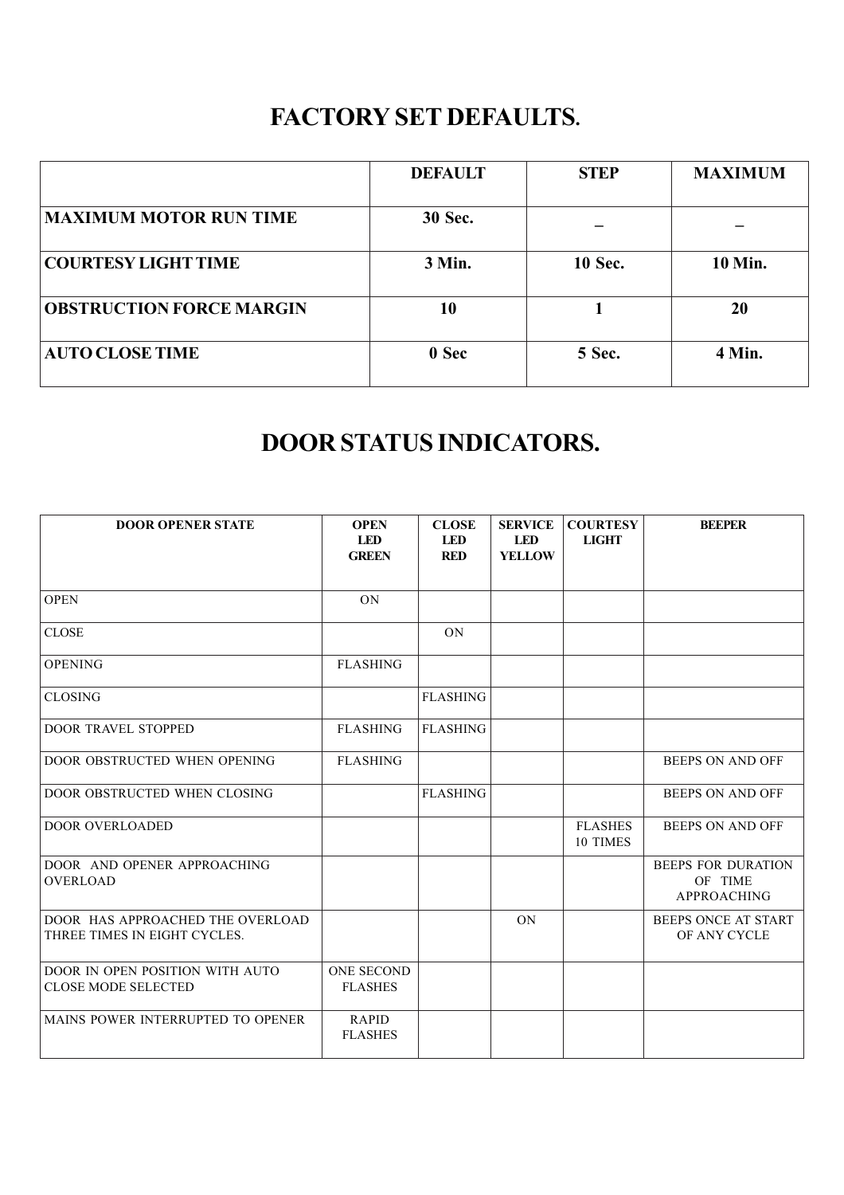# FACTORY SET DEFAULTS.

| | DEFAULT | STEP | MAXIMUM |
|---|---|---|---|
| MAXIMUM MOTOR RUN TIME | 30 Sec. | _ | _ |
| COURTESY LIGHT TIME | 3 Min. | 10 Sec. | 10 Min. |
| OBSTRUCTION FORCE MARGIN | 10 | 1 | 20 |
| AUTO CLOSE TIME | 0 Sec | 5 Sec. | 4 Min. |

# DOOR STATUS INDICATORS.

| DOOR OPENER STATE | OPEN LED GREEN | CLOSE LED RED | SERVICE LED YELLOW | COURTESY LIGHT | BEEPER |
|---|---|---|---|---|---|
| OPEN | ON | | | | |
| CLOSE | | ON | | | |
| OPENING | FLASHING | | | | |
| CLOSING | | FLASHING | | | |
| DOOR TRAVEL STOPPED | FLASHING | FLASHING | | | |
| DOOR OBSTRUCTED WHEN OPENING | FLASHING | | | | BEEPS ON AND OFF |
| DOOR OBSTRUCTED WHEN CLOSING | | FLASHING | | | BEEPS ON AND OFF |
| DOOR OVERLOADED | | | | FLASHES 10 TIMES | BEEPS ON AND OFF |
| DOOR AND OPENER APPROACHING OVERLOAD | | | | | BEEPS FOR DURATION OF TIME APPROACHING |
| DOOR HAS APPROACHED THE OVERLOAD THREE TIMES IN EIGHT CYCLES. | | | ON | | BEEPS ONCE AT START OF ANY CYCLE |
| DOOR IN OPEN POSITION WITH AUTO CLOSE MODE SELECTED | ONE SECOND FLASHES | | | | |
| MAINS POWER INTERRUPTED TO OPENER | RAPID FLASHES | | | | |